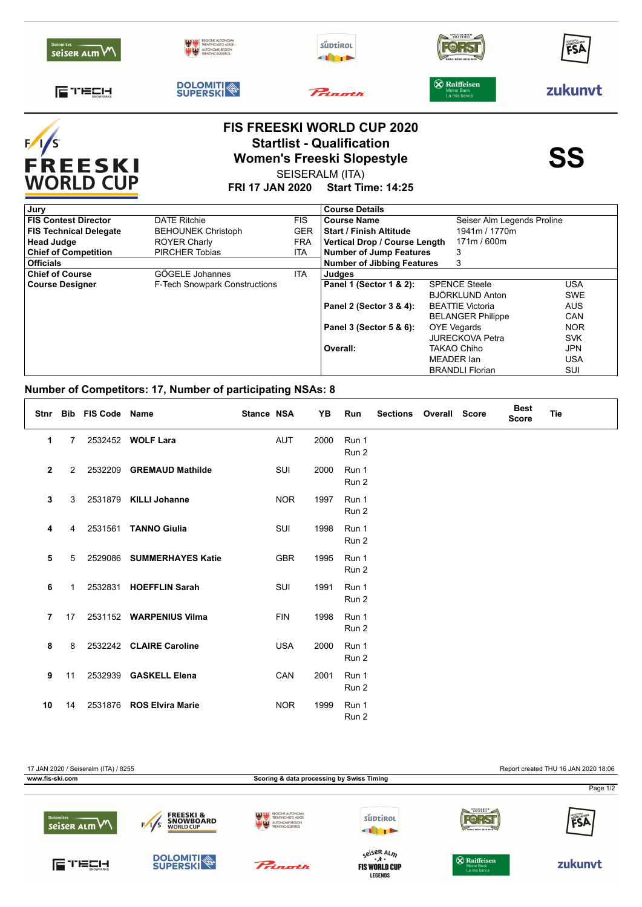# FIS FREESKI WORLD CUP 2020

## Startlist - Qualification

## Women's Freeski Slopestyle

SEISERALM (ITA)

**FRI 17 JAN 2020 Start Time: 14:25**

**SS**

| Jury | | |
|---|---|---|
| **FIS Contest Director** | DATE Ritchie | FIS |
| **FIS Technical Delegate** | BEHOUNEK Christoph | GER |
| **Head Judge** | ROYER Charly | FRA |
| **Chief of Competition** | PIRCHER Tobias | ITA |
| **Officials** | | |
| **Chief of Course** | GÖGELE Johannes | ITA |
| **Course Designer** | F-Tech Snowpark Constructions | |

| Course Details | |
|---|---|
| **Course Name** | Seiser Alm Legends Proline |
| **Start / Finish Altitude** | 1941m / 1770m |
| **Vertical Drop / Course Length** | 171m / 600m |
| **Number of Jump Features** | 3 |
| **Number of Jibbing Features** | 3 |

| Judges | | |
|---|---|---|
| **Panel 1 (Sector 1 & 2):** | SPENCE Steele | USA |
| | BJÖRKLUND Anton | SWE |
| **Panel 2 (Sector 3 & 4):** | BEATTIE Victoria | AUS |
| | BELANGER Philippe | CAN |
| **Panel 3 (Sector 5 & 6):** | OYE Vegards | NOR |
| | JURECKOVA Petra | SVK |
| **Overall:** | TAKAO Chiho | JPN |
| | MEADER Ian | USA |
| | BRANDLI Florian | SUI |

**Number of Competitors: 17, Number of participating NSAs: 8**

| Stnr | Bib | FIS Code | Name | Stance | NSA | YB | Run | Sections | Overall | Score | Best Score | Tie |
|---|---|---|---|---|---|---|---|---|---|---|---|---|
| 1 | 7 | 2532452 | **WOLF Lara** | | AUT | 2000 | Run 1 | | | | | |
| | | | | | | | Run 2 | | | | | |
| 2 | 2 | 2532209 | **GREMAUD Mathilde** | | SUI | 2000 | Run 1 | | | | | |
| | | | | | | | Run 2 | | | | | |
| 3 | 3 | 2531879 | **KILLI Johanne** | | NOR | 1997 | Run 1 | | | | | |
| | | | | | | | Run 2 | | | | | |
| 4 | 4 | 2531561 | **TANNO Giulia** | | SUI | 1998 | Run 1 | | | | | |
| | | | | | | | Run 2 | | | | | |
| 5 | 5 | 2529086 | **SUMMERHAYES Katie** | | GBR | 1995 | Run 1 | | | | | |
| | | | | | | | Run 2 | | | | | |
| 6 | 1 | 2532831 | **HOEFFLIN Sarah** | | SUI | 1991 | Run 1 | | | | | |
| | | | | | | | Run 2 | | | | | |
| 7 | 17 | 2531152 | **WARPENIUS Vilma** | | FIN | 1998 | Run 1 | | | | | |
| | | | | | | | Run 2 | | | | | |
| 8 | 8 | 2532242 | **CLAIRE Caroline** | | USA | 2000 | Run 1 | | | | | |
| | | | | | | | Run 2 | | | | | |
| 9 | 11 | 2532939 | **GASKELL Elena** | | CAN | 2001 | Run 1 | | | | | |
| | | | | | | | Run 2 | | | | | |
| 10 | 14 | 2531876 | **ROS Elvira Marie** | | NOR | 1999 | Run 1 | | | | | |
| | | | | | | | Run 2 | | | | | |

17 JAN 2020 / Seiseralm (ITA) / 8255

Report created THU 16 JAN 2020 18:06

www.fis-ski.com

Scoring & data processing by Swiss Timing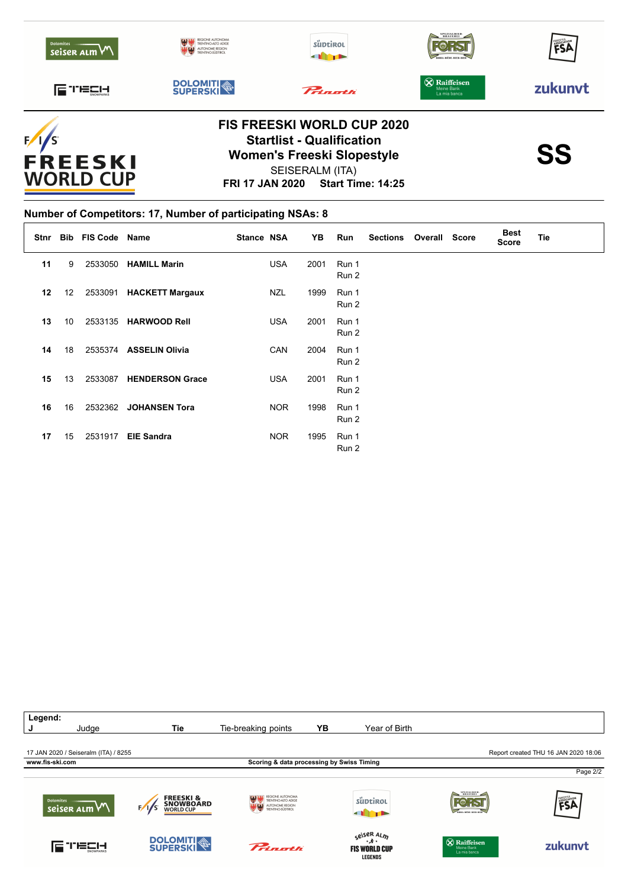# FIS FREESKI WORLD CUP 2020

## Startlist - Qualification

## Women's Freeski Slopestyle

SEISERALM (ITA)

**FRI 17 JAN 2020 Start Time: 14:25**

**SS**

**Number of Competitors: 17, Number of participating NSAs: 8**

| Stnr | Bib | FIS Code | Name | Stance | NSA | YB | Run | Sections | Overall | Score | Best Score | Tie |
|---|---|---|---|---|---|---|---|---|---|---|---|---|
| **11** | 9 | 2533050 | **HAMILL Marin** | | USA | 2001 | Run 1<br>Run 2 | | | | | |
| **12** | 12 | 2533091 | **HACKETT Margaux** | | NZL | 1999 | Run 1<br>Run 2 | | | | | |
| **13** | 10 | 2533135 | **HARWOOD Rell** | | USA | 2001 | Run 1<br>Run 2 | | | | | |
| **14** | 18 | 2535374 | **ASSELIN Olivia** | | CAN | 2004 | Run 1<br>Run 2 | | | | | |
| **15** | 13 | 2533087 | **HENDERSON Grace** | | USA | 2001 | Run 1<br>Run 2 | | | | | |
| **16** | 16 | 2532362 | **JOHANSEN Tora** | | NOR | 1998 | Run 1<br>Run 2 | | | | | |
| **17** | 15 | 2531917 | **EIE Sandra** | | NOR | 1995 | Run 1<br>Run 2 | | | | | |

**Legend:**

| | | | | | |
|---|---|---|---|---|---|
| **J** | Judge | **Tie** | Tie-breaking points | **YB** | Year of Birth |

17 JAN 2020 / Seiseralm (ITA) / 8255

Report created THU 16 JAN 2020 18:06

www.fis-ski.com

Scoring & data processing by Swiss Timing